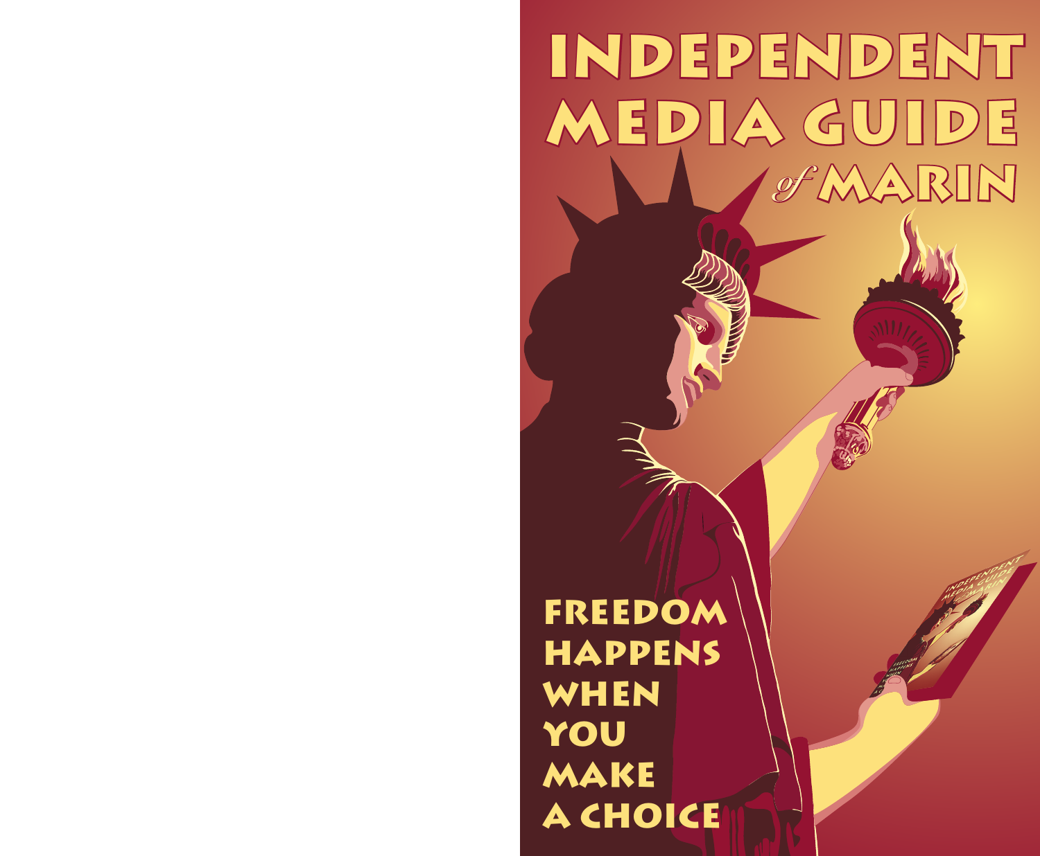# INDEPENDENT MEDIA GUIDE *of* MARIN

**FREEDOM HAPPENS WHEN YOU MAKE A CHOICE**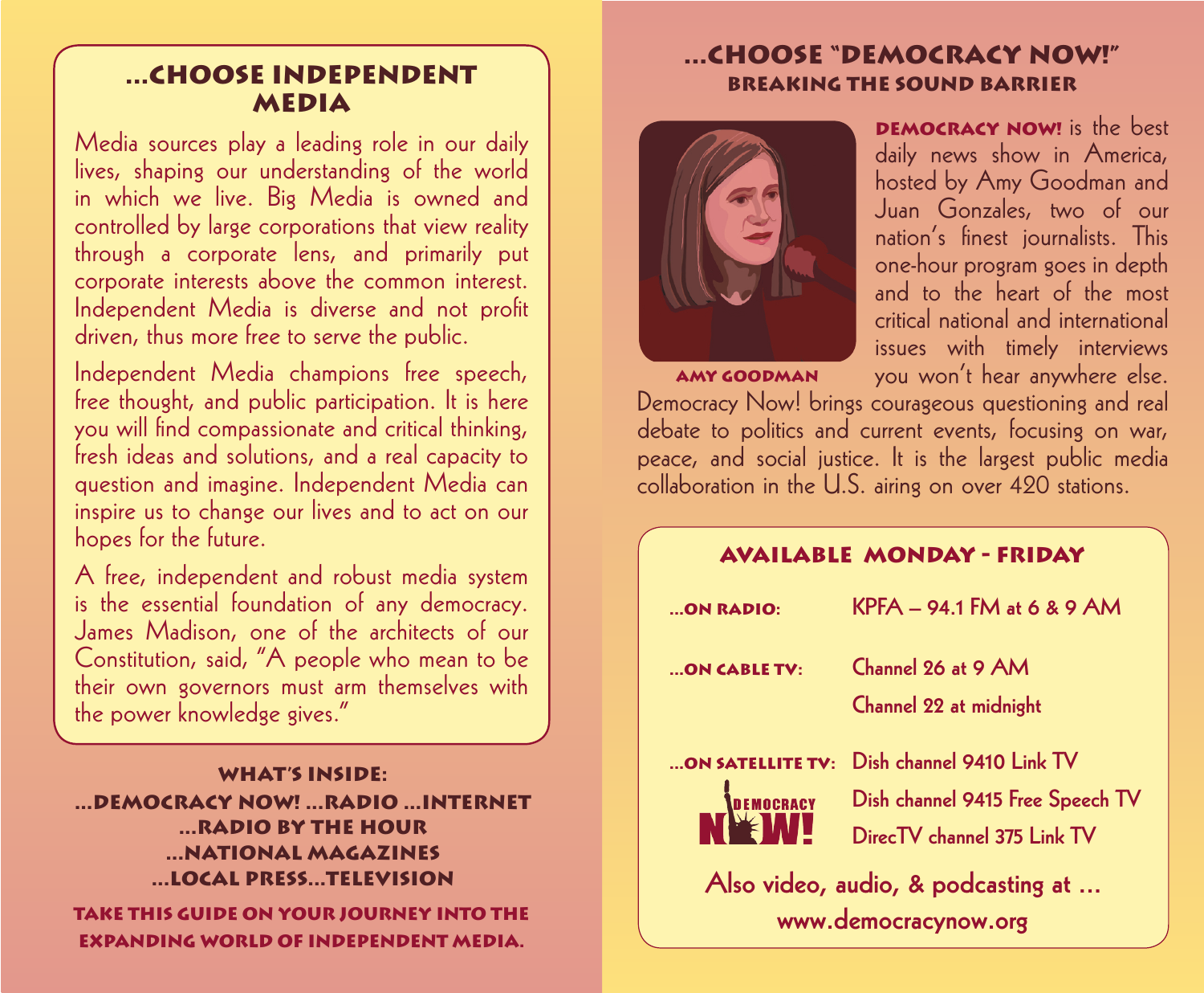## ...Choose Independent Media

Media sources play a leading role in our daily lives, shaping our understanding of the world in which we live. Big Media is owned and controlled by large corporations that view reality through a corporate lens, and primarily put corporate interests above the common interest. Independent Media is diverse and not profit driven, thus more free to serve the public.

Independent Media champions free speech, free thought, and public participation. It is here you will find compassionate and critical thinking, fresh ideas and solutions, and a real capacity to question and imagine. Independent Media can inspire us to change our lives and to act on our hopes for the future.

A free, independent and robust media system is the essential foundation of any democracy. James Madison, one of the architects of our Constitution, said, "A people who mean to be their own governors must arm themselves with the power knowledge gives."

### What's Inside:

...Democracy Now! ...Radio ...Internet ...Radio by the Hour ...National Magazines ...Local Press...Television

**Take this guide on your journey into the expanding world of independent media.**

## ...Choose "Democracy Now!"

### Breaking the Sound Barrier

Amy Goodman

**DEMOCRACY NOW!** is the best daily news show in America, hosted by Amy Goodman and Juan Gonzales, two of our nation's finest journalists. This one-hour program goes in depth and to the heart of the most critical national and international issues with timely interviews you won't hear anywhere else. Democracy Now! brings courageous questioning and real debate to politics and current events, focusing on war, peace, and social justice. It is the largest public media collaboration in the U.S. airing on over 420 stations.

### Available Monday - Friday

| | |
|---|---|
| ...on radio: | KPFA – 94.1 FM at 6 & 9 AM |
| ...on cable TV: | Channel 26 at 9 AM |
| | Channel 22 at midnight |
| ...on satellite TV: | Dish channel 9410 Link TV |
| | Dish channel 9415 Free Speech TV |
| | DirecTV channel 375 Link TV |

Democracy Now!

**Also video, audio, & podcasting at ...**
**www.democracynow.org**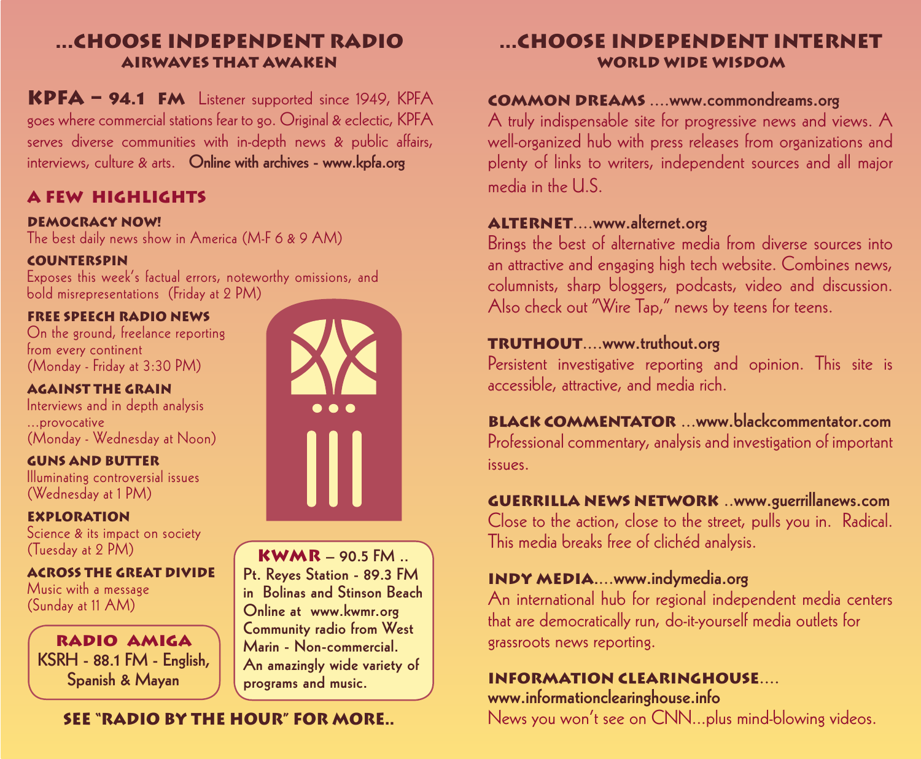## ...CHOOSE INDEPENDENT RADIO
### AIRWAVES THAT AWAKEN

**KPFA – 94.1 FM** Listener supported since 1949, KPFA goes where commercial stations fear to go. Original & eclectic, KPFA serves diverse communities with in-depth news & public affairs, interviews, culture & arts. **Online with archives - www.kpfa.org**

### A FEW HIGHLIGHTS

**DEMOCRACY NOW!**
The best daily news show in America (M-F 6 & 9 AM)

**COUNTERSPIN**
Exposes this week's factual errors, noteworthy omissions, and bold misrepresentations (Friday at 2 PM)

**FREE SPEECH RADIO NEWS**
On the ground, freelance reporting from every continent (Monday - Friday at 3:30 PM)

**AGAINST THE GRAIN**
Interviews and in depth analysis ...provocative (Monday - Wednesday at Noon)

**GUNS AND BUTTER**
Illuminating controversial issues (Wednesday at 1 PM)

**EXPLORATION**
Science & its impact on society (Tuesday at 2 PM)

**ACROSS THE GREAT DIVIDE**
Music with a message (Sunday at 11 AM)

**RADIO AMIGA**
KSRH - 88.1 FM - English, Spanish & Mayan

**KWMR – 90.5 FM ..**
Pt. Reyes Station - 89.3 FM in Bolinas and Stinson Beach
Online at www.kwmr.org
Community radio from West Marin - Non-commercial.
An amazingly wide variety of programs and music.

**SEE "RADIO BY THE HOUR" FOR MORE..**

## ...CHOOSE INDEPENDENT INTERNET
### WORLD WIDE WISDOM

**COMMON DREAMS ....www.commondreams.org**
A truly indispensable site for progressive news and views. A well-organized hub with press releases from organizations and plenty of links to writers, independent sources and all major media in the U.S.

**ALTERNET....www.alternet.org**
Brings the best of alternative media from diverse sources into an attractive and engaging high tech website. Combines news, columnists, sharp bloggers, podcasts, video and discussion. Also check out "Wire Tap," news by teens for teens.

**TRUTHOUT....www.truthout.org**
Persistent investigative reporting and opinion. This site is accessible, attractive, and media rich.

**BLACK COMMENTATOR ...www.blackcommentator.com**
Professional commentary, analysis and investigation of important issues.

**GUERRILLA NEWS NETWORK ..www.guerrillanews.com**
Close to the action, close to the street, pulls you in. Radical. This media breaks free of clichéd analysis.

**INDY MEDIA....www.indymedia.org**
An international hub for regional independent media centers that are democratically run, do-it-yourself media outlets for grassroots news reporting.

**INFORMATION CLEARINGHOUSE.... www.informationclearinghouse.info**
News you won't see on CNN...plus mind-blowing videos.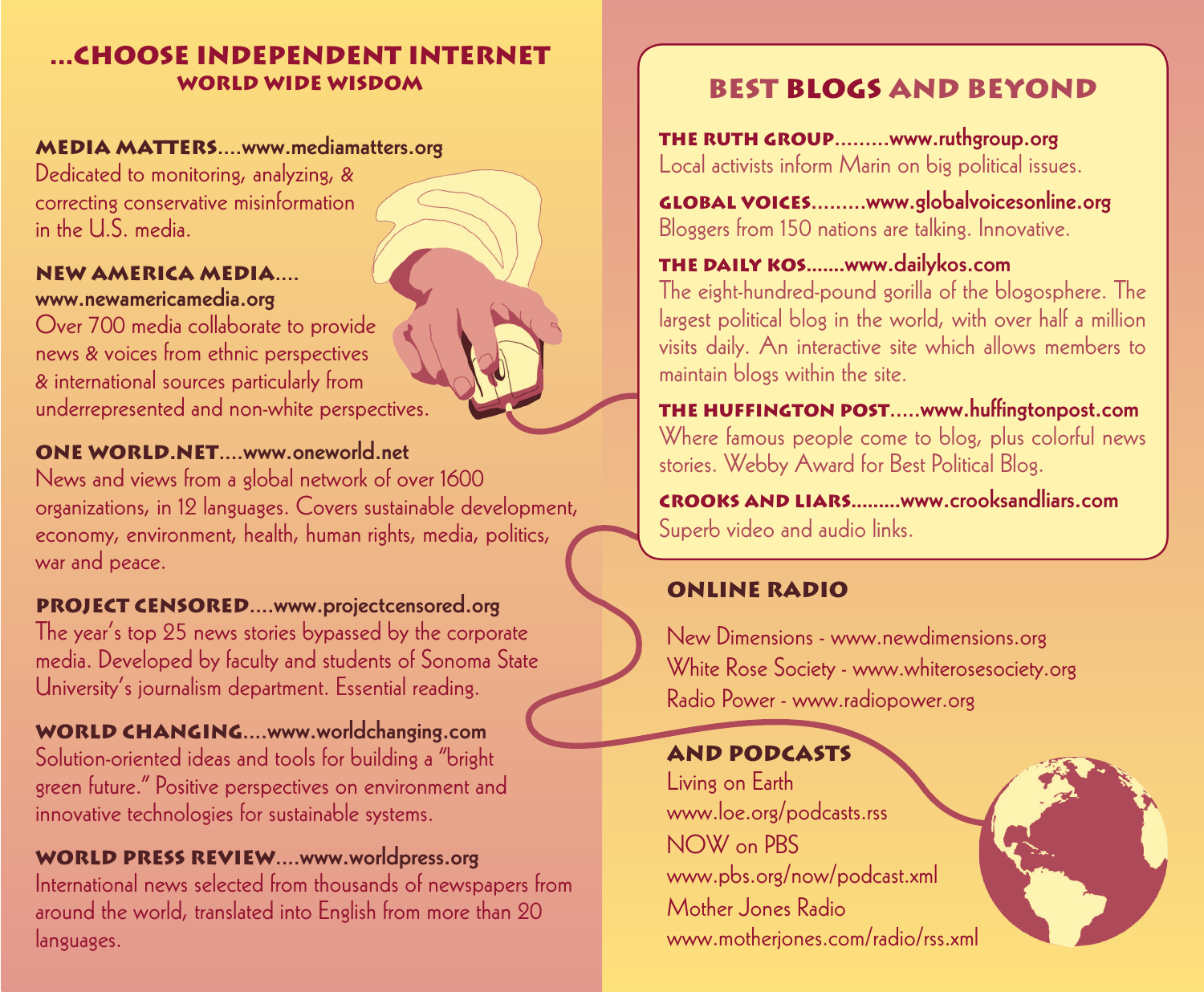## ...CHOOSE INDEPENDENT INTERNET
### WORLD WIDE WISDOM

**MEDIA MATTERS**....www.mediamatters.org
Dedicated to monitoring, analyzing, & correcting conservative misinformation in the U.S. media.

**NEW AMERICA MEDIA**....
www.newamericamedia.org
Over 700 media collaborate to provide news & voices from ethnic perspectives & international sources particularly from underrepresented and non-white perspectives.

**ONE WORLD.NET**....www.oneworld.net
News and views from a global network of over 1600 organizations, in 12 languages. Covers sustainable development, economy, environment, health, human rights, media, politics, war and peace.

**PROJECT CENSORED**....www.projectcensored.org
The year's top 25 news stories bypassed by the corporate media. Developed by faculty and students of Sonoma State University's journalism department. Essential reading.

**WORLD CHANGING**....www.worldchanging.com
Solution-oriented ideas and tools for building a "bright green future." Positive perspectives on environment and innovative technologies for sustainable systems.

**WORLD PRESS REVIEW**....www.worldpress.org
International news selected from thousands of newspapers from around the world, translated into English from more than 20 languages.

## BEST BLOGS AND BEYOND

**THE RUTH GROUP**.........www.ruthgroup.org
Local activists inform Marin on big political issues.

**GLOBAL VOICES**.........www.globalvoicesonline.org
Bloggers from 150 nations are talking. Innovative.

**THE DAILY KOS**.......www.dailykos.com
The eight-hundred-pound gorilla of the blogosphere. The largest political blog in the world, with over half a million visits daily. An interactive site which allows members to maintain blogs within the site.

**THE HUFFINGTON POST**.....www.huffingtonpost.com
Where famous people come to blog, plus colorful news stories. Webby Award for Best Political Blog.

**CROOKS AND LIARS**.........www.crooksandliars.com
Superb video and audio links.

## ONLINE RADIO

New Dimensions - www.newdimensions.org
White Rose Society - www.whiterosesociety.org
Radio Power - www.radiopower.org

## AND PODCASTS

Living on Earth
www.loe.org/podcasts.rss
NOW on PBS
www.pbs.org/now/podcast.xml
Mother Jones Radio
www.motherjones.com/radio/rss.xml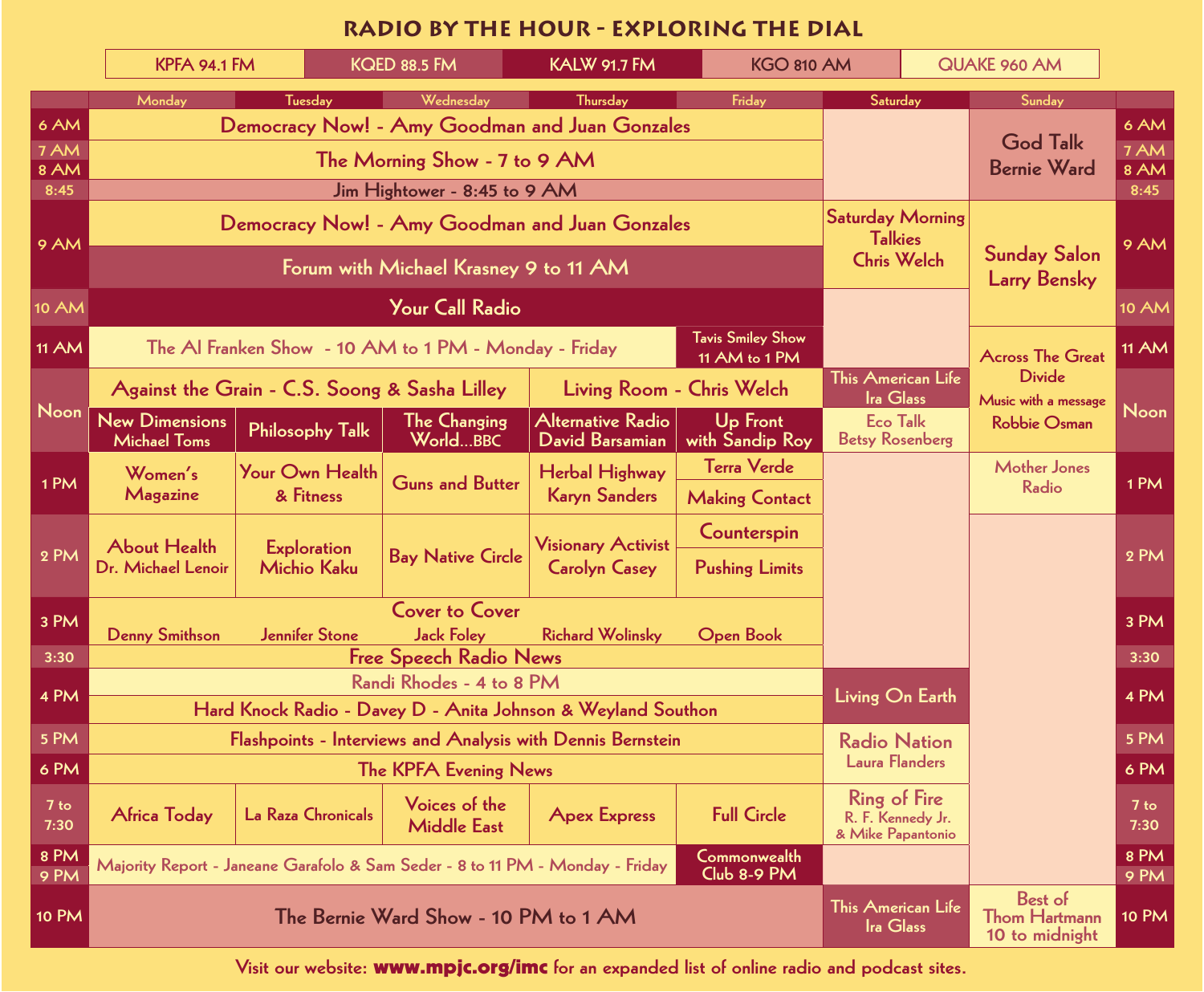# RADIO BY THE HOUR - EXPLORING THE DIAL

| KPFA 94.1 FM | KQED 88.5 FM | KALW 91.7 FM | KGO 810 AM | QUAKE 960 AM |
|---|---|---|---|---|

| Time | Monday | Tuesday | Wednesday | Thursday | Friday | Saturday | Sunday |
|---|---|---|---|---|---|---|---|
| 6 AM | Democracy Now! - Amy Goodman and Juan Gonzales | | | | | | God Talk Bernie Ward |
| 7 AM / 8 AM | The Morning Show - 7 to 9 AM | | | | | | God Talk Bernie Ward |
| 8:45 | Jim Hightower - 8:45 to 9 AM | | | | | | God Talk Bernie Ward |
| 9 AM | Democracy Now! - Amy Goodman and Juan Gonzales | | | | | Saturday Morning Talkies Chris Welch | Sunday Salon Larry Bensky |
| 9 AM | Forum with Michael Krasney 9 to 11 AM | | | | | Saturday Morning Talkies Chris Welch | Sunday Salon Larry Bensky |
| 10 AM | Your Call Radio | | | | | | Sunday Salon Larry Bensky |
| 11 AM | The Al Franken Show - 10 AM to 1 PM - Monday - Friday | | | | Tavis Smiley Show 11 AM to 1 PM | | Across The Great Divide Music with a message Robbie Osman |
| Noon | Against the Grain - C.S. Soong & Sasha Lilley | | | Living Room - Chris Welch | | This American Life Ira Glass | Across The Great Divide Music with a message Robbie Osman |
| Noon | New Dimensions Michael Toms | Philosophy Talk | The Changing World...BBC | Alternative Radio David Barsamian | Up Front with Sandip Roy | Eco Talk Betsy Rosenberg | Across The Great Divide Music with a message Robbie Osman |
| 1 PM | Women's Magazine | Your Own Health & Fitness | Guns and Butter | Herbal Highway Karyn Sanders | Terra Verde / Making Contact | | Mother Jones Radio |
| 2 PM | About Health Dr. Michael Lenoir | Exploration Michio Kaku | Bay Native Circle | Visionary Activist Carolyn Casey | Counterspin / Pushing Limits | | |
| 3 PM | Cover to Cover: Denny Smithson | Jennifer Stone | Jack Foley | Richard Wolinsky | Open Book | | |
| 3:30 | Free Speech Radio News | | | | | | |
| 4 PM | Randi Rhodes - 4 to 8 PM | | | | | Living On Earth | |
| 4 PM | Hard Knock Radio - Davey D - Anita Johnson & Weyland Southon | | | | | Living On Earth | |
| 5 PM | Flashpoints - Interviews and Analysis with Dennis Bernstein | | | | | Radio Nation Laura Flanders | |
| 6 PM | The KPFA Evening News | | | | | Radio Nation Laura Flanders | |
| 7 to 7:30 | Africa Today | La Raza Chronicals | Voices of the Middle East | Apex Express | Full Circle | Ring of Fire R. F. Kennedy Jr. & Mike Papantonio | |
| 8 PM / 9 PM | Majority Report - Janeane Garafolo & Sam Seder - 8 to 11 PM - Monday - Friday | | | | Commonwealth Club 8-9 PM | | |
| 10 PM | The Bernie Ward Show - 10 PM to 1 AM | | | | | This American Life Ira Glass | Best of Thom Hartmann 10 to midnight |

Visit our website: **www.mpjc.org/imc** for an expanded list of online radio and podcast sites.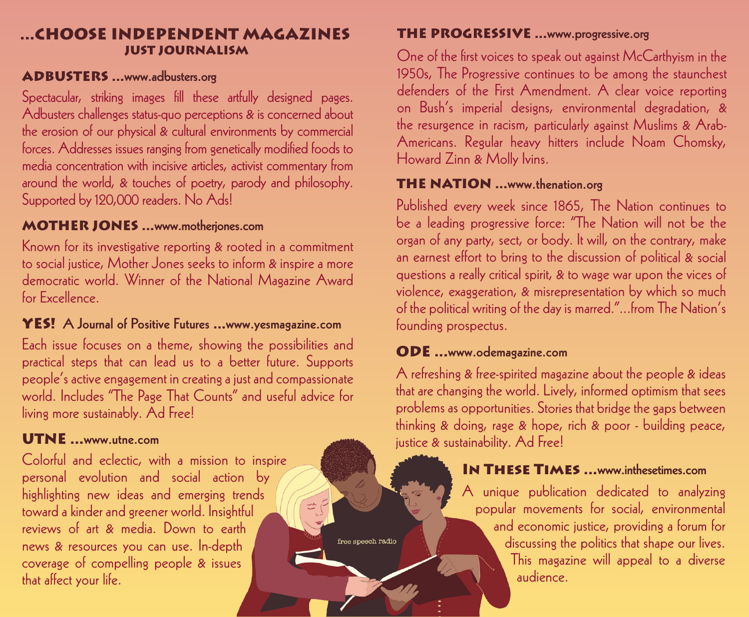# ...Choose Independent Magazines

## Just Journalism

### ADBUSTERS ...www.adbusters.org

Spectacular, striking images fill these artfully designed pages. Adbusters challenges status-quo perceptions & is concerned about the erosion of our physical & cultural environments by commercial forces. Addresses issues ranging from genetically modified foods to media concentration with incisive articles, activist commentary from around the world, & touches of poetry, parody and philosophy. Supported by 120,000 readers. No Ads!

### MOTHER JONES ...www.motherjones.com

Known for its investigative reporting & rooted in a commitment to social justice, Mother Jones seeks to inform & inspire a more democratic world. Winner of the National Magazine Award for Excellence.

### YES! A Journal of Positive Futures ...www.yesmagazine.com

Each issue focuses on a theme, showing the possibilities and practical steps that can lead us to a better future. Supports people's active engagement in creating a just and compassionate world. Includes "The Page That Counts" and useful advice for living more sustainably. Ad Free!

### UTNE ...www.utne.com

Colorful and eclectic, with a mission to inspire personal evolution and social action by highlighting new ideas and emerging trends toward a kinder and greener world. Insightful reviews of art & media. Down to earth news & resources you can use. In-depth coverage of compelling people & issues that affect your life.

### THE PROGRESSIVE ...www.progressive.org

One of the first voices to speak out against McCarthyism in the 1950s, The Progressive continues to be among the staunchest defenders of the First Amendment. A clear voice reporting on Bush's imperial designs, environmental degradation, & the resurgence in racism, particularly against Muslims & Arab-Americans. Regular heavy hitters include Noam Chomsky, Howard Zinn & Molly Ivins.

### THE NATION ...www.thenation.org

Published every week since 1865, The Nation continues to be a leading progressive force: "The Nation will not be the organ of any party, sect, or body. It will, on the contrary, make an earnest effort to bring to the discussion of political & social questions a really critical spirit, & to wage war upon the vices of violence, exaggeration, & misrepresentation by which so much of the political writing of the day is marred."...from The Nation's founding prospectus.

### ODE ...www.odemagazine.com

A refreshing & free-spirited magazine about the people & ideas that are changing the world. Lively, informed optimism that sees problems as opportunities. Stories that bridge the gaps between thinking & doing, rage & hope, rich & poor - building peace, justice & sustainability. Ad Free!

### In These Times ...www.inthesetimes.com

A unique publication dedicated to analyzing popular movements for social, environmental and economic justice, providing a forum for discussing the politics that shape our lives. This magazine will appeal to a diverse audience.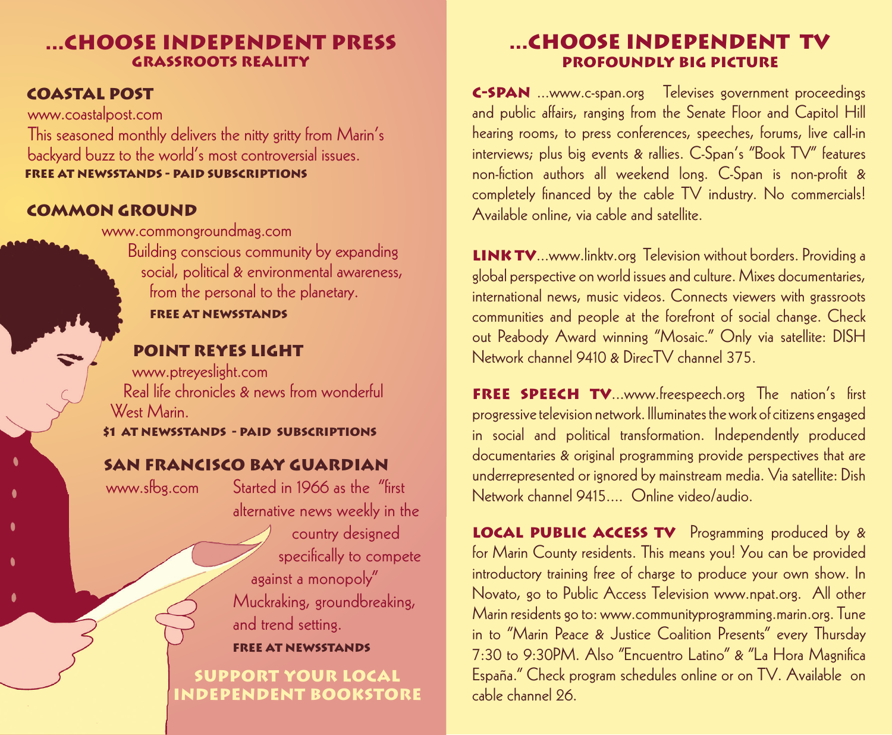# ...CHOOSE INDEPENDENT PRESS

## GRASSROOTS REALITY

### COASTAL POST

www.coastalpost.com

This seasoned monthly delivers the nitty gritty from Marin's backyard buzz to the world's most controversial issues.

**FREE AT NEWSSTANDS - PAID SUBSCRIPTIONS**

### COMMON GROUND

www.commongroundmag.com

Building conscious community by expanding social, political & environmental awareness, from the personal to the planetary.

**FREE AT NEWSSTANDS**

### POINT REYES LIGHT

www.ptreyeslight.com

Real life chronicles & news from wonderful West Marin.

**$1 AT NEWSSTANDS - PAID SUBSCRIPTIONS**

### SAN FRANCISCO BAY GUARDIAN

www.sfbg.com

Started in 1966 as the "first alternative news weekly in the country designed specifically to compete against a monopoly" Muckraking, groundbreaking, and trend setting.

**FREE AT NEWSSTANDS**

**SUPPORT YOUR LOCAL INDEPENDENT BOOKSTORE**

# ...CHOOSE INDEPENDENT TV

## PROFOUNDLY BIG PICTURE

**C-SPAN** ...www.c-span.org Televises government proceedings and public affairs, ranging from the Senate Floor and Capitol Hill hearing rooms, to press conferences, speeches, forums, live call-in interviews; plus big events & rallies. C-Span's "Book TV" features non-fiction authors all weekend long. C-Span is non-profit & completely financed by the cable TV industry. No commercials! Available online, via cable and satellite.

**LINK TV**...www.linktv.org Television without borders. Providing a global perspective on world issues and culture. Mixes documentaries, international news, music videos. Connects viewers with grassroots communities and people at the forefront of social change. Check out Peabody Award winning "Mosaic." Only via satellite: DISH Network channel 9410 & DirecTV channel 375.

**FREE SPEECH TV**...www.freespeech.org The nation's first progressive television network. Illuminates the work of citizens engaged in social and political transformation. Independently produced documentaries & original programming provide perspectives that are underrepresented or ignored by mainstream media. Via satellite: Dish Network channel 9415.... Online video/audio.

**LOCAL PUBLIC ACCESS TV** Programming produced by & for Marin County residents. This means you! You can be provided introductory training free of charge to produce your own show. In Novato, go to Public Access Television www.npat.org. All other Marin residents go to: www.communityprogramming.marin.org. Tune in to "Marin Peace & Justice Coalition Presents" every Thursday 7:30 to 9:30PM. Also "Encuentro Latino" & "La Hora Magnifica España." Check program schedules online or on TV. Available on cable channel 26.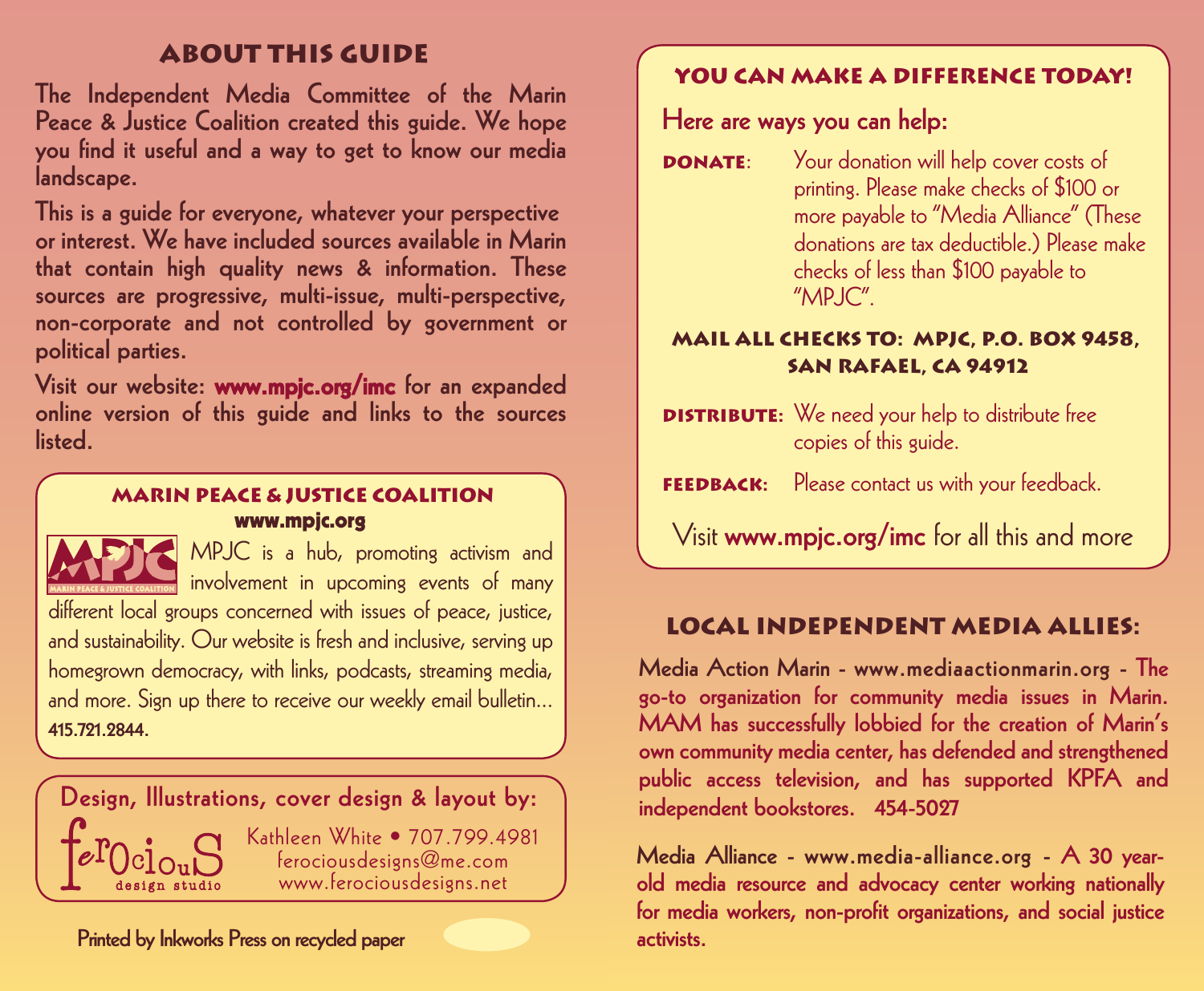## ABOUT THIS GUIDE

**The Independent Media Committee of the Marin Peace & Justice Coalition created this guide. We hope you find it useful and a way to get to know our media landscape.**

**This is a guide for everyone, whatever your perspective or interest. We have included sources available in Marin that contain high quality news & information. These sources are progressive, multi-issue, multi-perspective, non-corporate and not controlled by government or political parties.**

**Visit our website: www.mpjc.org/imc for an expanded online version of this guide and links to the sources listed.**

### MARIN PEACE & JUSTICE COALITION
**www.mpjc.org**

MPJC is a hub, promoting activism and involvement in upcoming events of many different local groups concerned with issues of peace, justice, and sustainability. Our website is fresh and inclusive, serving up homegrown democracy, with links, podcasts, streaming media, and more. Sign up there to receive our weekly email bulletin... **415.721.2844.**

**Design, Illustrations, cover design & layout by:**

ferocious design studio

Kathleen White • 707.799.4981
ferociousdesigns@me.com
www.ferociousdesigns.net

**Printed by Inkworks Press on recycled paper**

### YOU CAN MAKE A DIFFERENCE TODAY!

**Here are ways you can help:**

**DONATE**: Your donation will help cover costs of printing. Please make checks of $100 or more payable to "Media Alliance" (These donations are tax deductible.) Please make checks of less than $100 payable to "MPJC".

**MAIL ALL CHECKS TO: MPJC, P.O. BOX 9458, SAN RAFAEL, CA 94912**

**DISTRIBUTE:** We need your help to distribute free copies of this guide.

**FEEDBACK:** Please contact us with your feedback.

Visit **www.mpjc.org/imc** for all this and more

## LOCAL INDEPENDENT MEDIA ALLIES:

**Media Action Marin - www.mediaactionmarin.org - The go-to organization for community media issues in Marin. MAM has successfully lobbied for the creation of Marin's own community media center, has defended and strengthened public access television, and has supported KPFA and independent bookstores. 454-5027**

**Media Alliance - www.media-alliance.org - A 30 year-old media resource and advocacy center working nationally for media workers, non-profit organizations, and social justice activists.**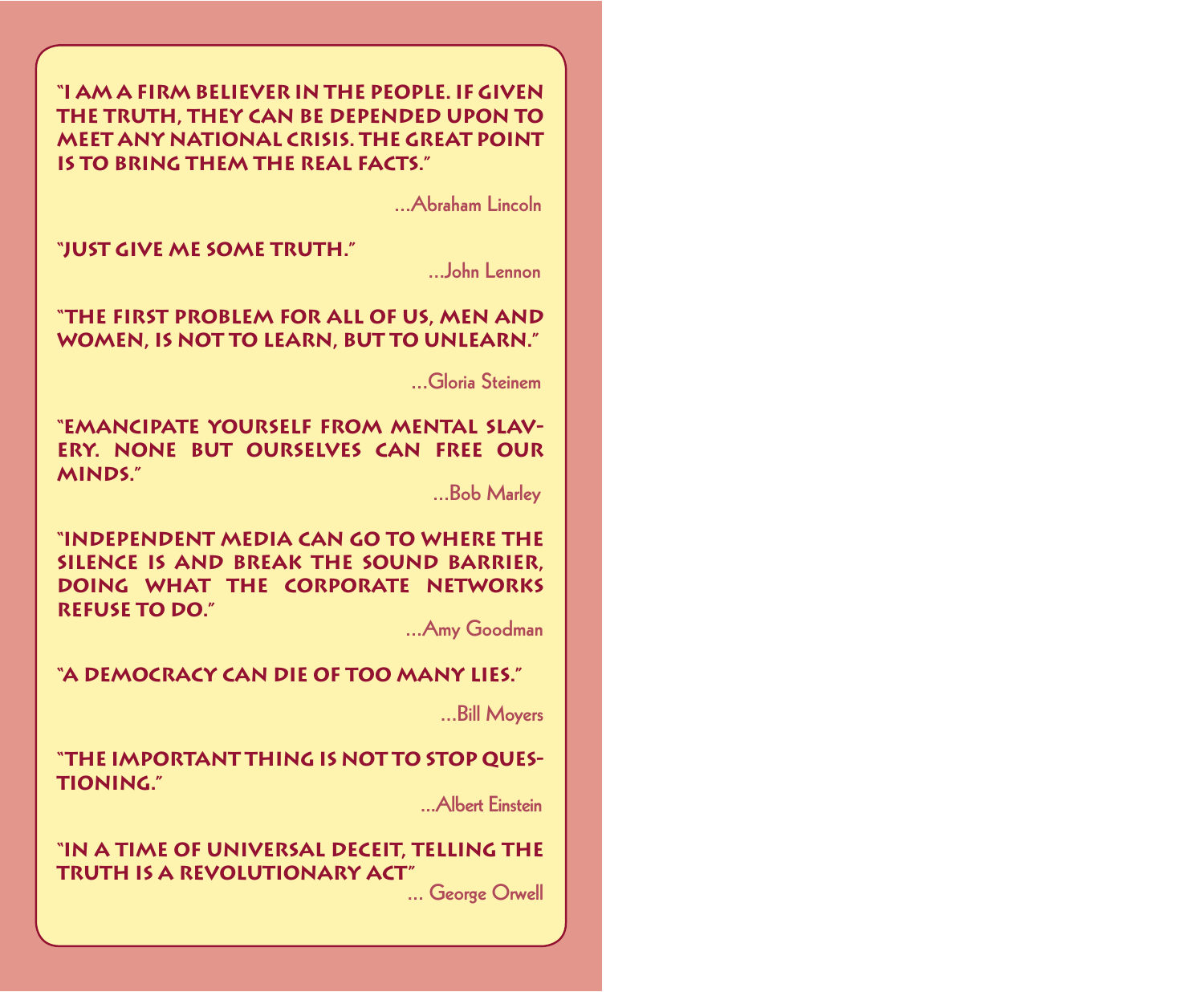"I am a firm believer in the people. If given the truth, they can be depended upon to meet any national crisis. The great point is to bring them the real facts."

...Abraham Lincoln

"Just give me some truth."

...John Lennon

"The first problem for all of us, men and women, is not to learn, but to unlearn."

...Gloria Steinem

"Emancipate yourself from mental slavery. None but ourselves can free our minds."

...Bob Marley

"Independent media can go to where the silence is and break the sound barrier, doing what the corporate networks refuse to do."

...Amy Goodman

"A democracy can die of too many lies."

...Bill Moyers

"The important thing is not to stop questioning."

...Albert Einstein

"In a time of universal deceit, telling the truth is a revolutionary act"

... George Orwell